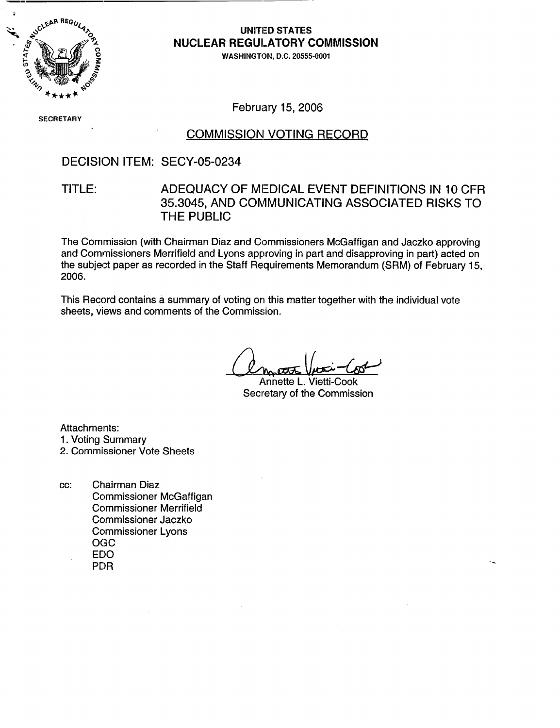# UNITED STATES
# NUCLEAR REGULATORY COMMISSION

WASHINGTON, D.C. 20555-0001

SECRETARY

February 15, 2006

## COMMISSION VOTING RECORD

**DECISION ITEM:** SECY-05-0234

**TITLE:** ADEQUACY OF MEDICAL EVENT DEFINITIONS IN 10 CFR 35.3045, AND COMMUNICATING ASSOCIATED RISKS TO THE PUBLIC

The Commission (with Chairman Diaz and Commissioners McGaffigan and Jaczko approving and Commissioners Merrifield and Lyons approving in part and disapproving in part) acted on the subject paper as recorded in the Staff Requirements Memorandum (SRM) of February 15, 2006.

This Record contains a summary of voting on this matter together with the individual vote sheets, views and comments of the Commission.

Annette L. Vietti-Cook
Secretary of the Commission

Attachments:
1. Voting Summary
2. Commissioner Vote Sheets

cc:
Chairman Diaz
Commissioner McGaffigan
Commissioner Merrifield
Commissioner Jaczko
Commissioner Lyons
OGC
EDO
PDR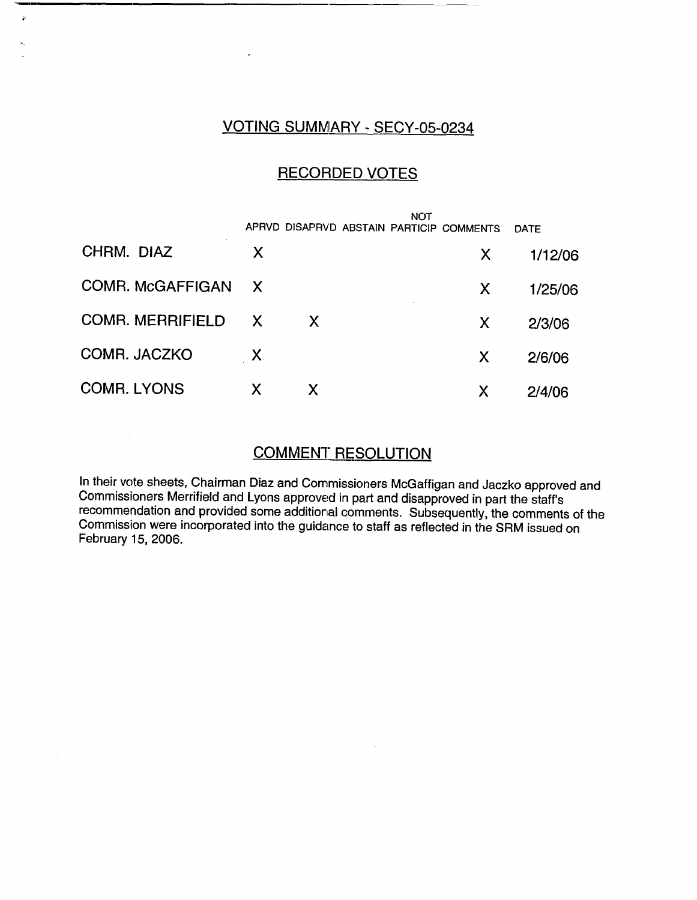## VOTING SUMMARY - SECY-05-0234

### RECORDED VOTES

| | APRVD | DISAPRVD | ABSTAIN | NOT PARTICIP | COMMENTS | DATE |
|---|---|---|---|---|---|---|
| CHRM. DIAZ | X | | | | X | 1/12/06 |
| COMR. McGAFFIGAN | X | | | | X | 1/25/06 |
| COMR. MERRIFIELD | X | X | | | X | 2/3/06 |
| COMR. JACZKO | X | | | | X | 2/6/06 |
| COMR. LYONS | X | X | | | X | 2/4/06 |

### COMMENT RESOLUTION

In their vote sheets, Chairman Diaz and Commissioners McGaffigan and Jaczko approved and Commissioners Merrifield and Lyons approved in part and disapproved in part the staff's recommendation and provided some additional comments. Subsequently, the comments of the Commission were incorporated into the guidance to staff as reflected in the SRM issued on February 15, 2006.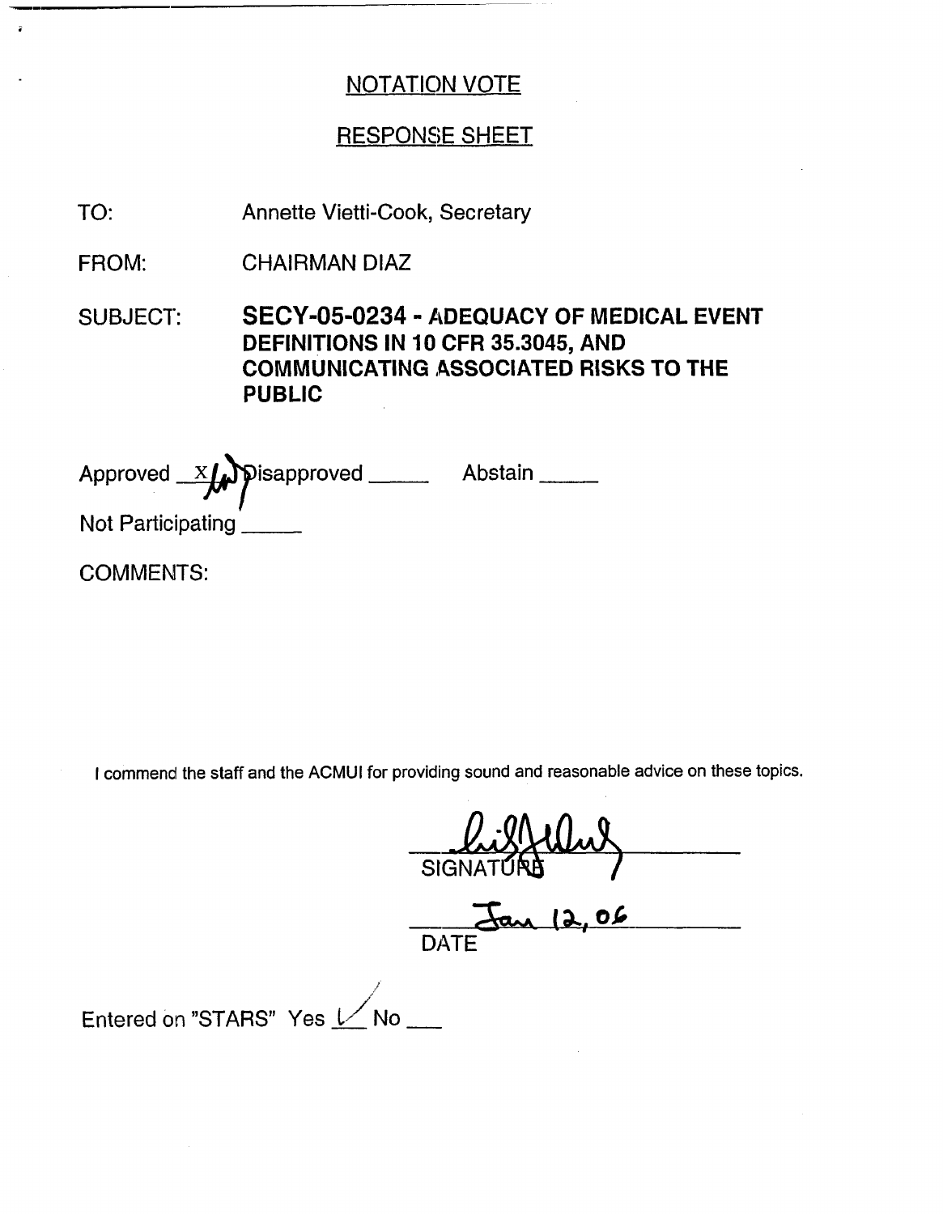## NOTATION VOTE

## RESPONSE SHEET

TO: Annette Vietti-Cook, Secretary

FROM: CHAIRMAN DIAZ

SUBJECT: **SECY-05-0234 - ADEQUACY OF MEDICAL EVENT DEFINITIONS IN 10 CFR 35.3045, AND COMMUNICATING ASSOCIATED RISKS TO THE PUBLIC**

Approved X Disapproved _____ Abstain _____

Not Participating _____

COMMENTS:

I commend the staff and the ACMUI for providing sound and reasonable advice on these topics.

SIGNATURE

Jan 12, 06

DATE

Entered on "STARS" Yes ✓ No ___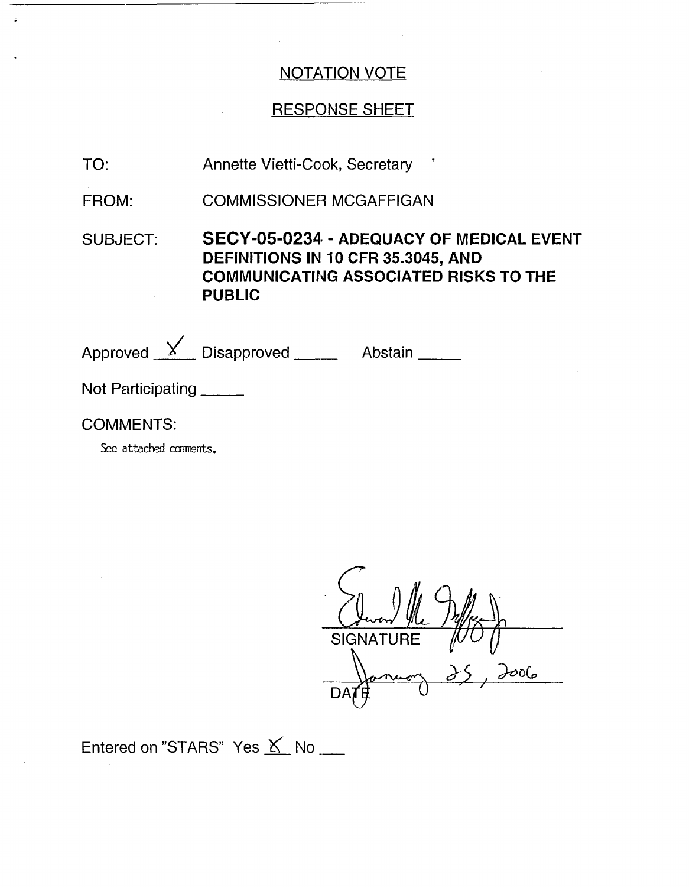## NOTATION VOTE

## RESPONSE SHEET

TO: Annette Vietti-Cook, Secretary

FROM: COMMISSIONER MCGAFFIGAN

SUBJECT: **SECY-05-0234 - ADEQUACY OF MEDICAL EVENT DEFINITIONS IN 10 CFR 35.3045, AND COMMUNICATING ASSOCIATED RISKS TO THE PUBLIC**

Approved X Disapproved _____ Abstain _____

Not Participating _____

COMMENTS:

See attached comments.

Edward McGaffigan Jr.
SIGNATURE

January 25, 2006
DATE

Entered on "STARS" Yes X No ___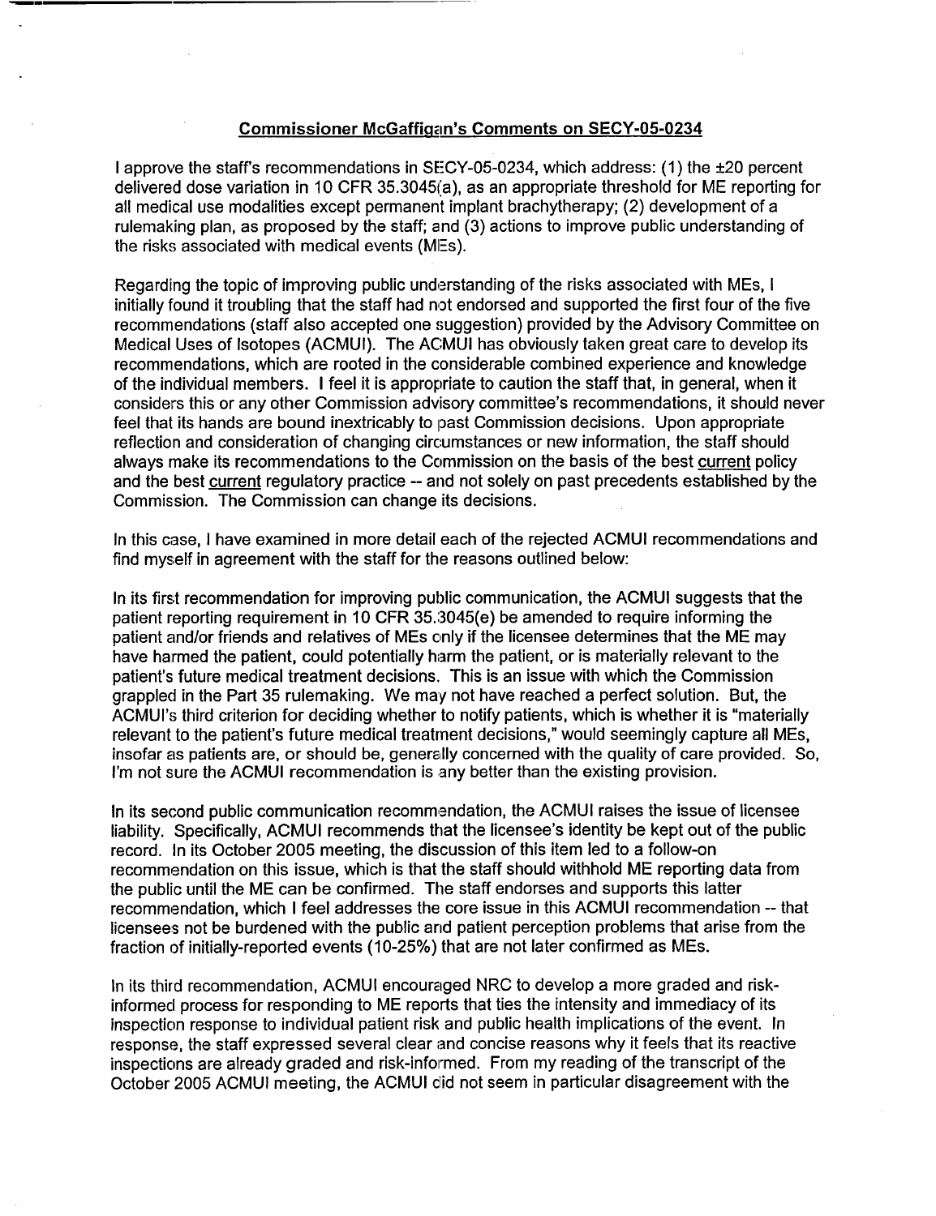## Commissioner McGaffigan's Comments on SECY-05-0234

I approve the staff's recommendations in SECY-05-0234, which address: (1) the ±20 percent delivered dose variation in 10 CFR 35.3045(a), as an appropriate threshold for ME reporting for all medical use modalities except permanent implant brachytherapy; (2) development of a rulemaking plan, as proposed by the staff; and (3) actions to improve public understanding of the risks associated with medical events (MEs).

Regarding the topic of improving public understanding of the risks associated with MEs, I initially found it troubling that the staff had not endorsed and supported the first four of the five recommendations (staff also accepted one suggestion) provided by the Advisory Committee on Medical Uses of Isotopes (ACMUI). The ACMUI has obviously taken great care to develop its recommendations, which are rooted in the considerable combined experience and knowledge of the individual members. I feel it is appropriate to caution the staff that, in general, when it considers this or any other Commission advisory committee's recommendations, it should never feel that its hands are bound inextricably to past Commission decisions. Upon appropriate reflection and consideration of changing circumstances or new information, the staff should always make its recommendations to the Commission on the basis of the best current policy and the best current regulatory practice -- and not solely on past precedents established by the Commission. The Commission can change its decisions.

In this case, I have examined in more detail each of the rejected ACMUI recommendations and find myself in agreement with the staff for the reasons outlined below:

In its first recommendation for improving public communication, the ACMUI suggests that the patient reporting requirement in 10 CFR 35.3045(e) be amended to require informing the patient and/or friends and relatives of MEs only if the licensee determines that the ME may have harmed the patient, could potentially harm the patient, or is materially relevant to the patient's future medical treatment decisions. This is an issue with which the Commission grappled in the Part 35 rulemaking. We may not have reached a perfect solution. But, the ACMUI's third criterion for deciding whether to notify patients, which is whether it is "materially relevant to the patient's future medical treatment decisions," would seemingly capture all MEs, insofar as patients are, or should be, generally concerned with the quality of care provided. So, I'm not sure the ACMUI recommendation is any better than the existing provision.

In its second public communication recommendation, the ACMUI raises the issue of licensee liability. Specifically, ACMUI recommends that the licensee's identity be kept out of the public record. In its October 2005 meeting, the discussion of this item led to a follow-on recommendation on this issue, which is that the staff should withhold ME reporting data from the public until the ME can be confirmed. The staff endorses and supports this latter recommendation, which I feel addresses the core issue in this ACMUI recommendation -- that licensees not be burdened with the public and patient perception problems that arise from the fraction of initially-reported events (10-25%) that are not later confirmed as MEs.

In its third recommendation, ACMUI encouraged NRC to develop a more graded and risk-informed process for responding to ME reports that ties the intensity and immediacy of its inspection response to individual patient risk and public health implications of the event. In response, the staff expressed several clear and concise reasons why it feels that its reactive inspections are already graded and risk-informed. From my reading of the transcript of the October 2005 ACMUI meeting, the ACMUI did not seem in particular disagreement with the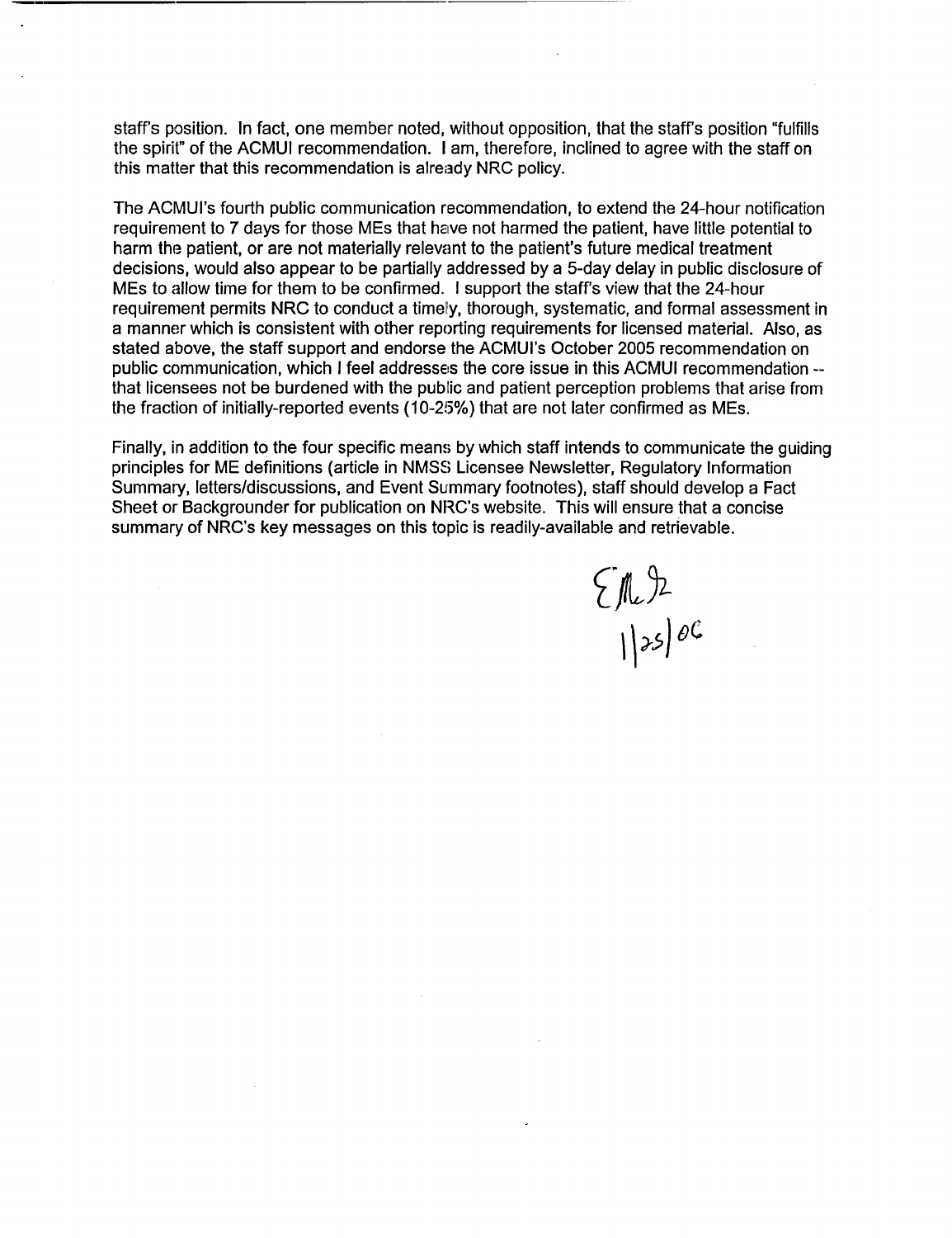staff's position. In fact, one member noted, without opposition, that the staff's position "fulfills the spirit" of the ACMUI recommendation. I am, therefore, inclined to agree with the staff on this matter that this recommendation is already NRC policy.

The ACMUI's fourth public communication recommendation, to extend the 24-hour notification requirement to 7 days for those MEs that have not harmed the patient, have little potential to harm the patient, or are not materially relevant to the patient's future medical treatment decisions, would also appear to be partially addressed by a 5-day delay in public disclosure of MEs to allow time for them to be confirmed. I support the staff's view that the 24-hour requirement permits NRC to conduct a timely, thorough, systematic, and formal assessment in a manner which is consistent with other reporting requirements for licensed material. Also, as stated above, the staff support and endorse the ACMUI's October 2005 recommendation on public communication, which I feel addresses the core issue in this ACMUI recommendation -- that licensees not be burdened with the public and patient perception problems that arise from the fraction of initially-reported events (10-25%) that are not later confirmed as MEs.

Finally, in addition to the four specific means by which staff intends to communicate the guiding principles for ME definitions (article in NMSS Licensee Newsletter, Regulatory Information Summary, letters/discussions, and Event Summary footnotes), staff should develop a Fact Sheet or Backgrounder for publication on NRC's website. This will ensure that a concise summary of NRC's key messages on this topic is readily-available and retrievable.

EMc Jr
1/25/06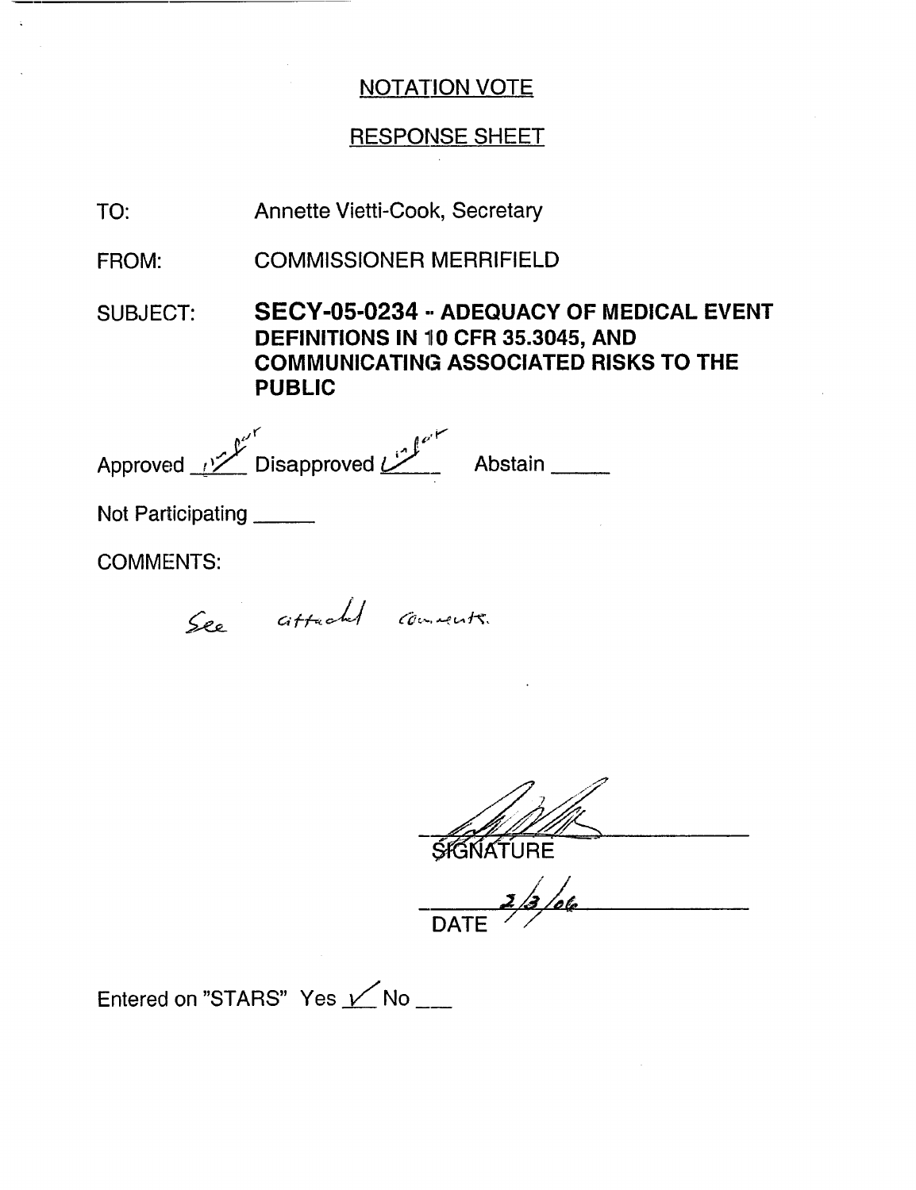NOTATION VOTE

RESPONSE SHEET

TO: Annette Vietti-Cook, Secretary

FROM: COMMISSIONER MERRIFIELD

SUBJECT: **SECY-05-0234 - ADEQUACY OF MEDICAL EVENT DEFINITIONS IN 10 CFR 35.3045, AND COMMUNICATING ASSOCIATED RISKS TO THE PUBLIC**

Approved in part ✓ Disapproved in part ✓ Abstain ______

Not Participating ______

COMMENTS:

See attached comments.

SIGNATURE

2/3/06

DATE

Entered on "STARS" Yes ✓ No ___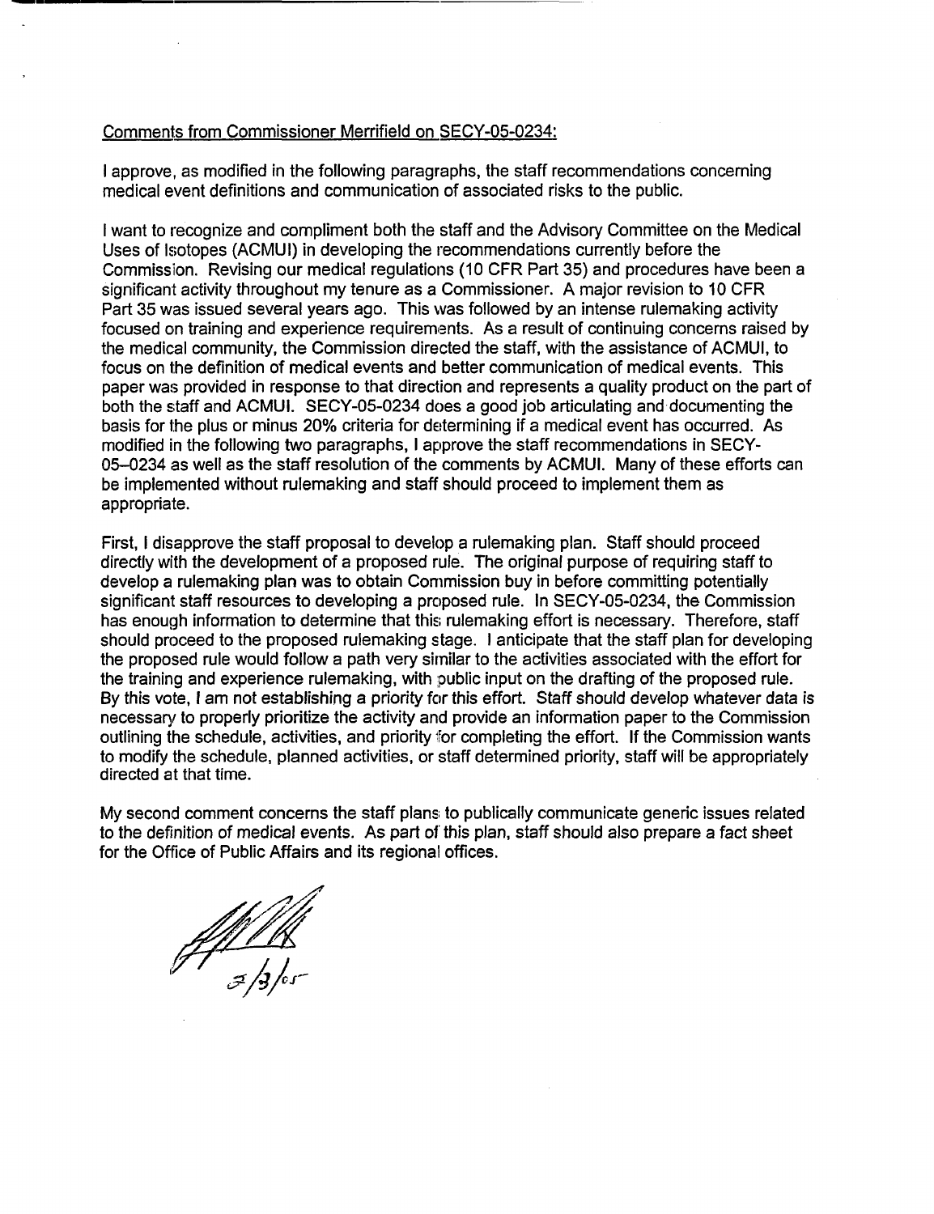Comments from Commissioner Merrifield on SECY-05-0234:

I approve, as modified in the following paragraphs, the staff recommendations concerning medical event definitions and communication of associated risks to the public.

I want to recognize and compliment both the staff and the Advisory Committee on the Medical Uses of Isotopes (ACMUI) in developing the recommendations currently before the Commission. Revising our medical regulations (10 CFR Part 35) and procedures have been a significant activity throughout my tenure as a Commissioner. A major revision to 10 CFR Part 35 was issued several years ago. This was followed by an intense rulemaking activity focused on training and experience requirements. As a result of continuing concerns raised by the medical community, the Commission directed the staff, with the assistance of ACMUI, to focus on the definition of medical events and better communication of medical events. This paper was provided in response to that direction and represents a quality product on the part of both the staff and ACMUI. SECY-05-0234 does a good job articulating and documenting the basis for the plus or minus 20% criteria for determining if a medical event has occurred. As modified in the following two paragraphs, I approve the staff recommendations in SECY-05-0234 as well as the staff resolution of the comments by ACMUI. Many of these efforts can be implemented without rulemaking and staff should proceed to implement them as appropriate.

First, I disapprove the staff proposal to develop a rulemaking plan. Staff should proceed directly with the development of a proposed rule. The original purpose of requiring staff to develop a rulemaking plan was to obtain Commission buy in before committing potentially significant staff resources to developing a proposed rule. In SECY-05-0234, the Commission has enough information to determine that this rulemaking effort is necessary. Therefore, staff should proceed to the proposed rulemaking stage. I anticipate that the staff plan for developing the proposed rule would follow a path very similar to the activities associated with the effort for the training and experience rulemaking, with public input on the drafting of the proposed rule. By this vote, I am not establishing a priority for this effort. Staff should develop whatever data is necessary to properly prioritize the activity and provide an information paper to the Commission outlining the schedule, activities, and priority for completing the effort. If the Commission wants to modify the schedule, planned activities, or staff determined priority, staff will be appropriately directed at that time.

My second comment concerns the staff plans to publically communicate generic issues related to the definition of medical events. As part of this plan, staff should also prepare a fact sheet for the Office of Public Affairs and its regional offices.

3/3/05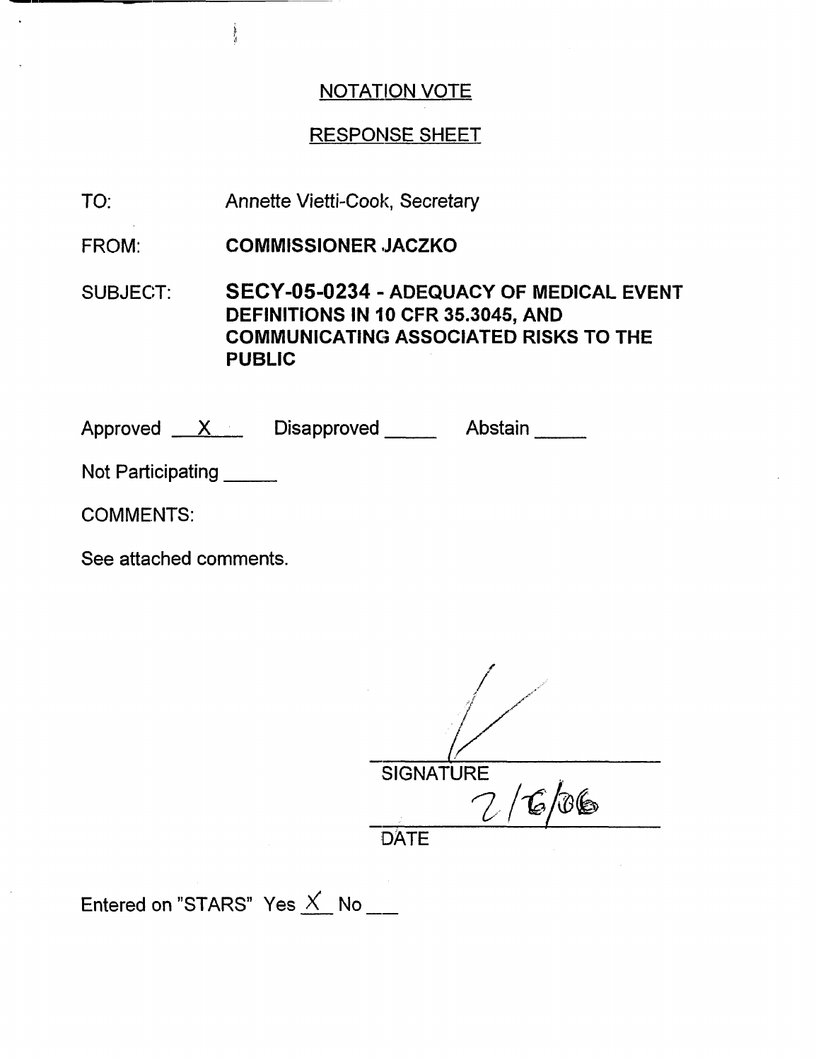## NOTATION VOTE

## RESPONSE SHEET

TO: Annette Vietti-Cook, Secretary

FROM: **COMMISSIONER JACZKO**

SUBJECT: **SECY-05-0234 - ADEQUACY OF MEDICAL EVENT DEFINITIONS IN 10 CFR 35.3045, AND COMMUNICATING ASSOCIATED RISKS TO THE PUBLIC**

Approved X Disapproved _____ Abstain _____

Not Participating _____

COMMENTS:

See attached comments.

SIGNATURE

2/6/06

DATE

Entered on "STARS" Yes X No ___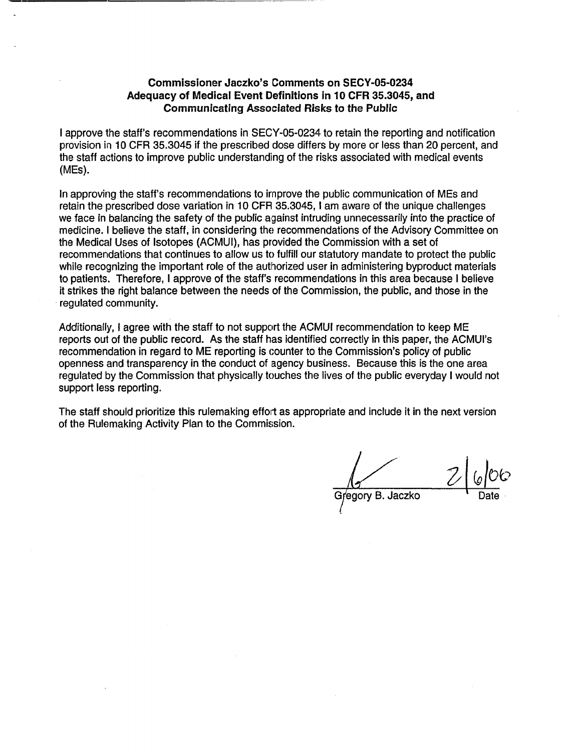**Commissioner Jaczko's Comments on SECY-05-0234**
**Adequacy of Medical Event Definitions in 10 CFR 35.3045, and**
**Communicating Associated Risks to the Public**

I approve the staff's recommendations in SECY-05-0234 to retain the reporting and notification provision in 10 CFR 35.3045 if the prescribed dose differs by more or less than 20 percent, and the staff actions to improve public understanding of the risks associated with medical events (MEs).

In approving the staff's recommendations to improve the public communication of MEs and retain the prescribed dose variation in 10 CFR 35.3045, I am aware of the unique challenges we face in balancing the safety of the public against intruding unnecessarily into the practice of medicine. I believe the staff, in considering the recommendations of the Advisory Committee on the Medical Uses of Isotopes (ACMUI), has provided the Commission with a set of recommendations that continues to allow us to fulfill our statutory mandate to protect the public while recognizing the important role of the authorized user in administering byproduct materials to patients. Therefore, I approve of the staff's recommendations in this area because I believe it strikes the right balance between the needs of the Commission, the public, and those in the regulated community.

Additionally, I agree with the staff to not support the ACMUI recommendation to keep ME reports out of the public record. As the staff has identified correctly in this paper, the ACMUI's recommendation in regard to ME reporting is counter to the Commission's policy of public openness and transparency in the conduct of agency business. Because this is the one area regulated by the Commission that physically touches the lives of the public everyday I would not support less reporting.

The staff should prioritize this rulemaking effort as appropriate and include it in the next version of the Rulemaking Activity Plan to the Commission.

Gregory B. Jaczko 2/6/06
Date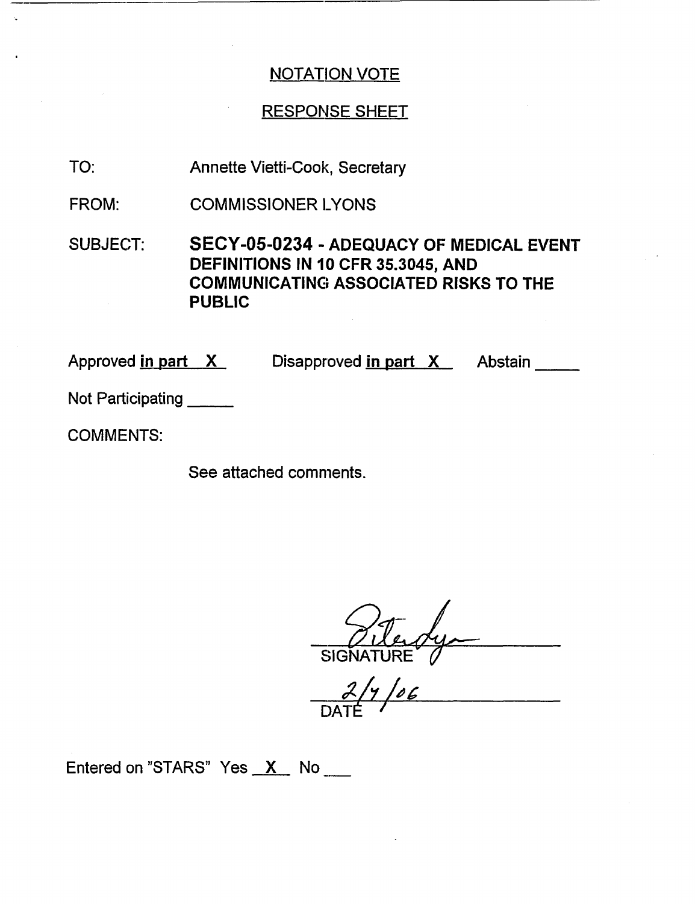# NOTATION VOTE

## RESPONSE SHEET

TO: Annette Vietti-Cook, Secretary

FROM: COMMISSIONER LYONS

SUBJECT: **SECY-05-0234 - ADEQUACY OF MEDICAL EVENT DEFINITIONS IN 10 CFR 35.3045, AND COMMUNICATING ASSOCIATED RISKS TO THE PUBLIC**

Approved in part X Disapproved in part X Abstain ____

Not Participating ____

COMMENTS:

See attached comments.

SIGNATURE

2/7/06

DATE

Entered on "STARS" Yes X No ___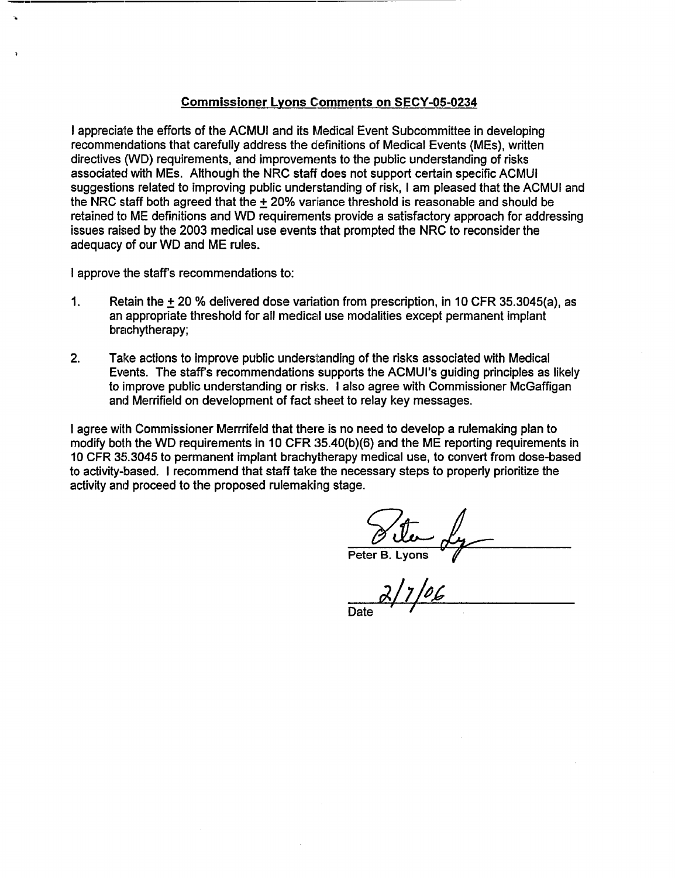**Commissioner Lyons Comments on SECY-05-0234**

I appreciate the efforts of the ACMUI and its Medical Event Subcommittee in developing recommendations that carefully address the definitions of Medical Events (MEs), written directives (WD) requirements, and improvements to the public understanding of risks associated with MEs. Although the NRC staff does not support certain specific ACMUI suggestions related to improving public understanding of risk, I am pleased that the ACMUI and the NRC staff both agreed that the $\pm$ 20% variance threshold is reasonable and should be retained to ME definitions and WD requirements provide a satisfactory approach for addressing issues raised by the 2003 medical use events that prompted the NRC to reconsider the adequacy of our WD and ME rules.

I approve the staff's recommendations to:

1. Retain the $\pm$ 20 % delivered dose variation from prescription, in 10 CFR 35.3045(a), as an appropriate threshold for all medical use modalities except permanent implant brachytherapy;

2. Take actions to improve public understanding of the risks associated with Medical Events. The staff's recommendations supports the ACMUI's guiding principles as likely to improve public understanding or risks. I also agree with Commissioner McGaffigan and Merrifield on development of fact sheet to relay key messages.

I agree with Commissioner Merrifeld that there is no need to develop a rulemaking plan to modify both the WD requirements in 10 CFR 35.40(b)(6) and the ME reporting requirements in 10 CFR 35.3045 to permanent implant brachytherapy medical use, to convert from dose-based to activity-based. I recommend that staff take the necessary steps to properly prioritize the activity and proceed to the proposed rulemaking stage.

Peter B. Lyons

2/7/06
Date